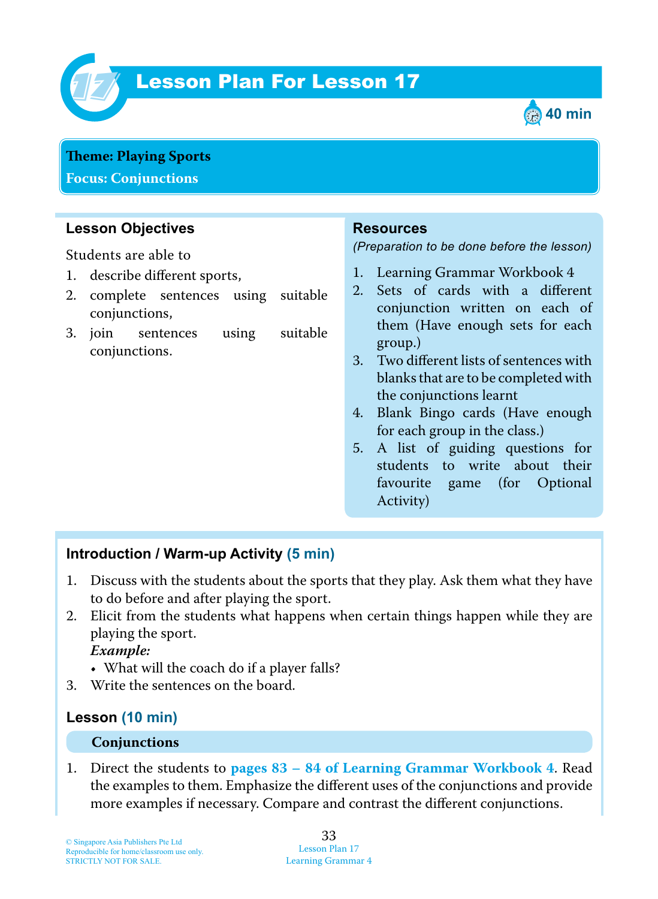# Lesson Plan For Lesson 17

40 min

**Theme: Playing Sports**
**Focus: Conjunctions**

## Lesson Objectives

Students are able to

1. describe different sports,
2. complete sentences using suitable conjunctions,
3. join sentences using suitable conjunctions.

## Resources

*(Preparation to be done before the lesson)*

1. Learning Grammar Workbook 4
2. Sets of cards with a different conjunction written on each of them (Have enough sets for each group.)
3. Two different lists of sentences with blanks that are to be completed with the conjunctions learnt
4. Blank Bingo cards (Have enough for each group in the class.)
5. A list of guiding questions for students to write about their favourite game (for Optional Activity)

## Introduction / Warm-up Activity (5 min)

1. Discuss with the students about the sports that they play. Ask them what they have to do before and after playing the sport.
2. Elicit from the students what happens when certain things happen while they are playing the sport.
   ***Example:***
   - What will the coach do if a player falls?
3. Write the sentences on the board.

## Lesson (10 min)

### Conjunctions

1. Direct the students to **pages 83 – 84 of Learning Grammar Workbook 4**. Read the examples to them. Emphasize the different uses of the conjunctions and provide more examples if necessary. Compare and contrast the different conjunctions.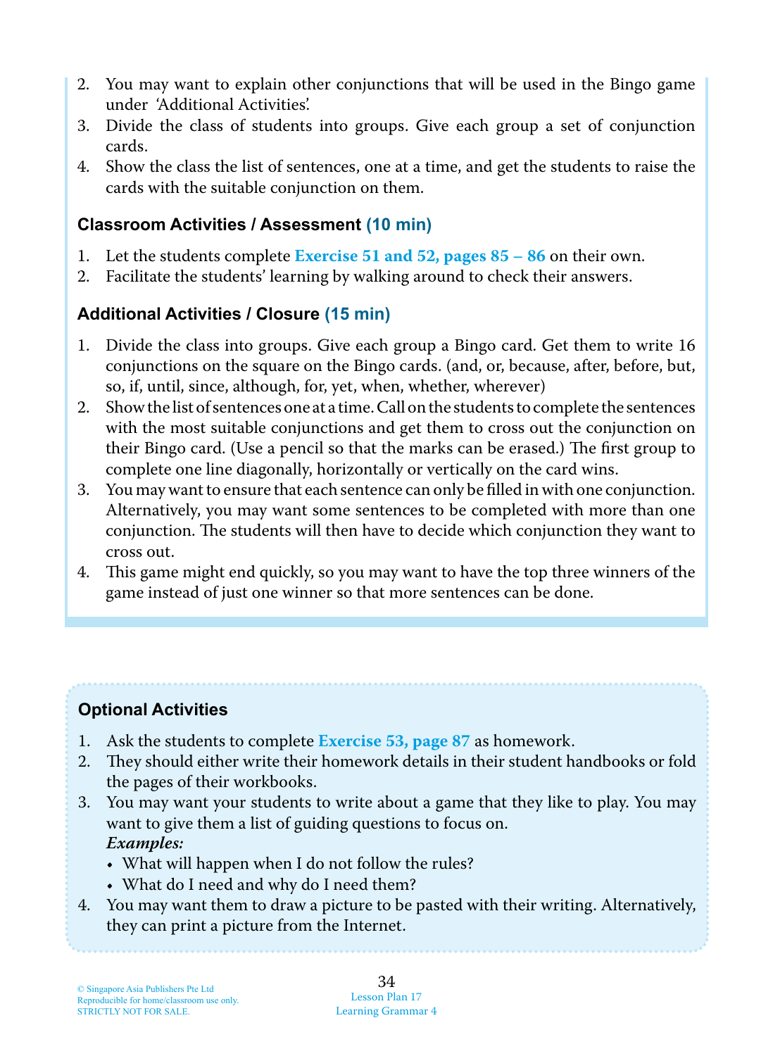2. You may want to explain other conjunctions that will be used in the Bingo game under 'Additional Activities'.
3. Divide the class of students into groups. Give each group a set of conjunction cards.
4. Show the class the list of sentences, one at a time, and get the students to raise the cards with the suitable conjunction on them.

### Classroom Activities / Assessment (10 min)

1. Let the students complete **Exercise 51 and 52, pages 85 – 86** on their own.
2. Facilitate the students' learning by walking around to check their answers.

### Additional Activities / Closure (15 min)

1. Divide the class into groups. Give each group a Bingo card. Get them to write 16 conjunctions on the square on the Bingo cards. (and, or, because, after, before, but, so, if, until, since, although, for, yet, when, whether, wherever)
2. Show the list of sentences one at a time. Call on the students to complete the sentences with the most suitable conjunctions and get them to cross out the conjunction on their Bingo card. (Use a pencil so that the marks can be erased.) The first group to complete one line diagonally, horizontally or vertically on the card wins.
3. You may want to ensure that each sentence can only be filled in with one conjunction. Alternatively, you may want some sentences to be completed with more than one conjunction. The students will then have to decide which conjunction they want to cross out.
4. This game might end quickly, so you may want to have the top three winners of the game instead of just one winner so that more sentences can be done.

### Optional Activities

1. Ask the students to complete **Exercise 53, page 87** as homework.
2. They should either write their homework details in their student handbooks or fold the pages of their workbooks.
3. You may want your students to write about a game that they like to play. You may want to give them a list of guiding questions to focus on.
   ***Examples:***
   - What will happen when I do not follow the rules?
   - What do I need and why do I need them?
4. You may want them to draw a picture to be pasted with their writing. Alternatively, they can print a picture from the Internet.